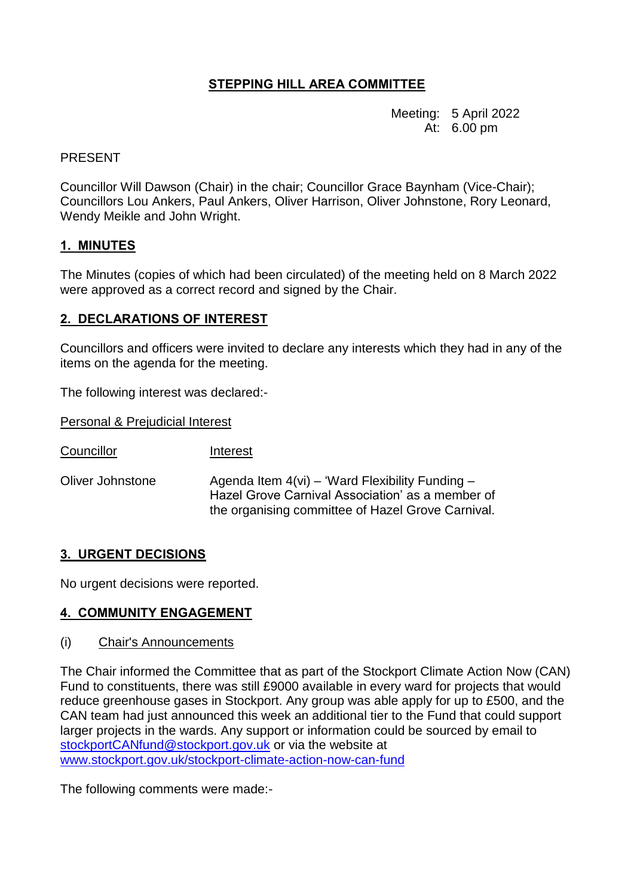# STEPPING HILL AREA COMMITTEE

Meeting: 5 April 2022
At: 6.00 pm

PRESENT

Councillor Will Dawson (Chair) in the chair; Councillor Grace Baynham (Vice-Chair); Councillors Lou Ankers, Paul Ankers, Oliver Harrison, Oliver Johnstone, Rory Leonard, Wendy Meikle and John Wright.

## 1. MINUTES

The Minutes (copies of which had been circulated) of the meeting held on 8 March 2022 were approved as a correct record and signed by the Chair.

## 2. DECLARATIONS OF INTEREST

Councillors and officers were invited to declare any interests which they had in any of the items on the agenda for the meeting.

The following interest was declared:-

Personal & Prejudicial Interest

| Councillor | Interest |
|---|---|
| Oliver Johnstone | Agenda Item 4(vi) – 'Ward Flexibility Funding – Hazel Grove Carnival Association' as a member of the organising committee of Hazel Grove Carnival. |

## 3. URGENT DECISIONS

No urgent decisions were reported.

## 4. COMMUNITY ENGAGEMENT

(i) Chair's Announcements

The Chair informed the Committee that as part of the Stockport Climate Action Now (CAN) Fund to constituents, there was still £9000 available in every ward for projects that would reduce greenhouse gases in Stockport. Any group was able apply for up to £500, and the CAN team had just announced this week an additional tier to the Fund that could support larger projects in the wards. Any support or information could be sourced by email to stockportCANfund@stockport.gov.uk or via the website at www.stockport.gov.uk/stockport-climate-action-now-can-fund

The following comments were made:-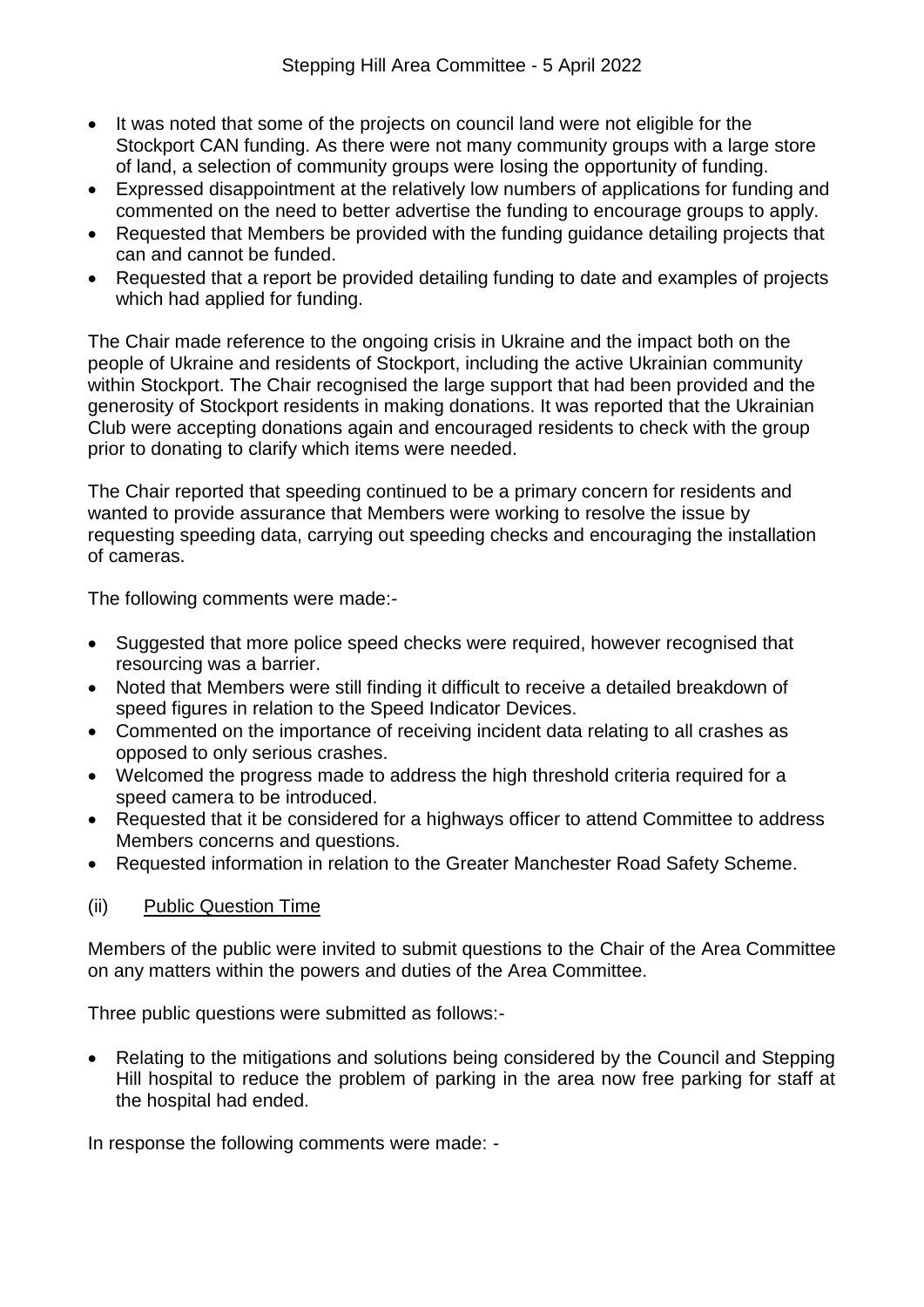- It was noted that some of the projects on council land were not eligible for the Stockport CAN funding. As there were not many community groups with a large store of land, a selection of community groups were losing the opportunity of funding.
- Expressed disappointment at the relatively low numbers of applications for funding and commented on the need to better advertise the funding to encourage groups to apply.
- Requested that Members be provided with the funding guidance detailing projects that can and cannot be funded.
- Requested that a report be provided detailing funding to date and examples of projects which had applied for funding.

The Chair made reference to the ongoing crisis in Ukraine and the impact both on the people of Ukraine and residents of Stockport, including the active Ukrainian community within Stockport. The Chair recognised the large support that had been provided and the generosity of Stockport residents in making donations. It was reported that the Ukrainian Club were accepting donations again and encouraged residents to check with the group prior to donating to clarify which items were needed.

The Chair reported that speeding continued to be a primary concern for residents and wanted to provide assurance that Members were working to resolve the issue by requesting speeding data, carrying out speeding checks and encouraging the installation of cameras.

The following comments were made:-

- Suggested that more police speed checks were required, however recognised that resourcing was a barrier.
- Noted that Members were still finding it difficult to receive a detailed breakdown of speed figures in relation to the Speed Indicator Devices.
- Commented on the importance of receiving incident data relating to all crashes as opposed to only serious crashes.
- Welcomed the progress made to address the high threshold criteria required for a speed camera to be introduced.
- Requested that it be considered for a highways officer to attend Committee to address Members concerns and questions.
- Requested information in relation to the Greater Manchester Road Safety Scheme.

(ii) Public Question Time

Members of the public were invited to submit questions to the Chair of the Area Committee on any matters within the powers and duties of the Area Committee.

Three public questions were submitted as follows:-

- Relating to the mitigations and solutions being considered by the Council and Stepping Hill hospital to reduce the problem of parking in the area now free parking for staff at the hospital had ended.

In response the following comments were made: -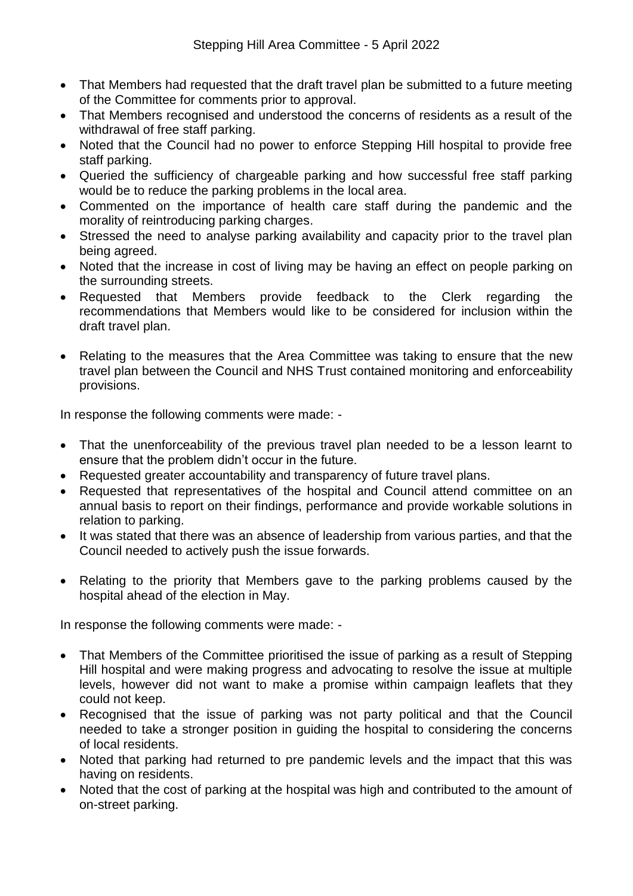- That Members had requested that the draft travel plan be submitted to a future meeting of the Committee for comments prior to approval.
- That Members recognised and understood the concerns of residents as a result of the withdrawal of free staff parking.
- Noted that the Council had no power to enforce Stepping Hill hospital to provide free staff parking.
- Queried the sufficiency of chargeable parking and how successful free staff parking would be to reduce the parking problems in the local area.
- Commented on the importance of health care staff during the pandemic and the morality of reintroducing parking charges.
- Stressed the need to analyse parking availability and capacity prior to the travel plan being agreed.
- Noted that the increase in cost of living may be having an effect on people parking on the surrounding streets.
- Requested that Members provide feedback to the Clerk regarding the recommendations that Members would like to be considered for inclusion within the draft travel plan.

- Relating to the measures that the Area Committee was taking to ensure that the new travel plan between the Council and NHS Trust contained monitoring and enforceability provisions.

In response the following comments were made: -

- That the unenforceability of the previous travel plan needed to be a lesson learnt to ensure that the problem didn't occur in the future.
- Requested greater accountability and transparency of future travel plans.
- Requested that representatives of the hospital and Council attend committee on an annual basis to report on their findings, performance and provide workable solutions in relation to parking.
- It was stated that there was an absence of leadership from various parties, and that the Council needed to actively push the issue forwards.

- Relating to the priority that Members gave to the parking problems caused by the hospital ahead of the election in May.

In response the following comments were made: -

- That Members of the Committee prioritised the issue of parking as a result of Stepping Hill hospital and were making progress and advocating to resolve the issue at multiple levels, however did not want to make a promise within campaign leaflets that they could not keep.
- Recognised that the issue of parking was not party political and that the Council needed to take a stronger position in guiding the hospital to considering the concerns of local residents.
- Noted that parking had returned to pre pandemic levels and the impact that this was having on residents.
- Noted that the cost of parking at the hospital was high and contributed to the amount of on-street parking.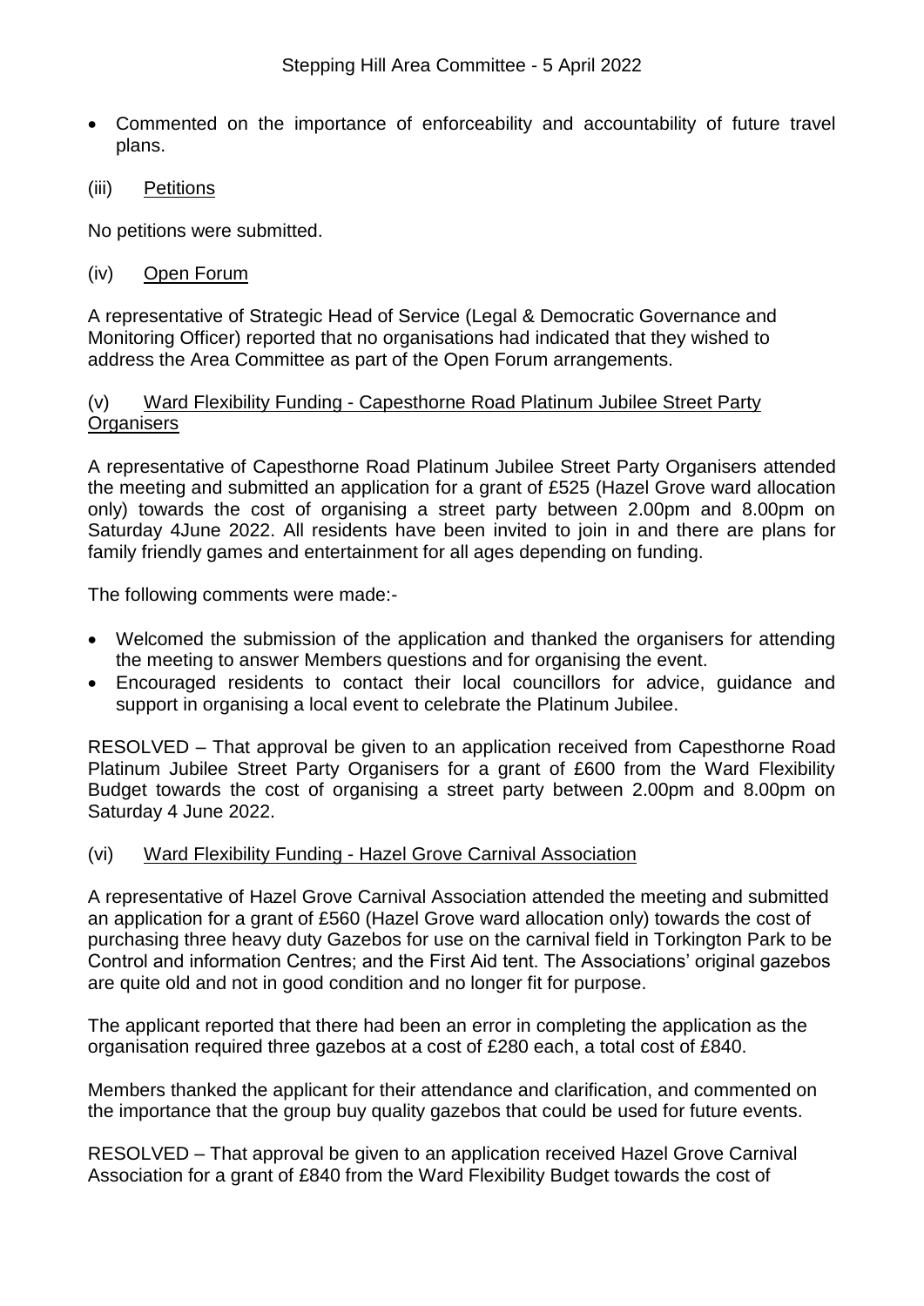- Commented on the importance of enforceability and accountability of future travel plans.

(iii) <u>Petitions</u>

No petitions were submitted.

(iv) <u>Open Forum</u>

A representative of Strategic Head of Service (Legal & Democratic Governance and Monitoring Officer) reported that no organisations had indicated that they wished to address the Area Committee as part of the Open Forum arrangements.

(v) <u>Ward Flexibility Funding - Capesthorne Road Platinum Jubilee Street Party Organisers</u>

A representative of Capesthorne Road Platinum Jubilee Street Party Organisers attended the meeting and submitted an application for a grant of £525 (Hazel Grove ward allocation only) towards the cost of organising a street party between 2.00pm and 8.00pm on Saturday 4June 2022. All residents have been invited to join in and there are plans for family friendly games and entertainment for all ages depending on funding.

The following comments were made:-

- Welcomed the submission of the application and thanked the organisers for attending the meeting to answer Members questions and for organising the event.
- Encouraged residents to contact their local councillors for advice, guidance and support in organising a local event to celebrate the Platinum Jubilee.

RESOLVED – That approval be given to an application received from Capesthorne Road Platinum Jubilee Street Party Organisers for a grant of £600 from the Ward Flexibility Budget towards the cost of organising a street party between 2.00pm and 8.00pm on Saturday 4 June 2022.

(vi) <u>Ward Flexibility Funding - Hazel Grove Carnival Association</u>

A representative of Hazel Grove Carnival Association attended the meeting and submitted an application for a grant of £560 (Hazel Grove ward allocation only) towards the cost of purchasing three heavy duty Gazebos for use on the carnival field in Torkington Park to be Control and information Centres; and the First Aid tent. The Associations' original gazebos are quite old and not in good condition and no longer fit for purpose.

The applicant reported that there had been an error in completing the application as the organisation required three gazebos at a cost of £280 each, a total cost of £840.

Members thanked the applicant for their attendance and clarification, and commented on the importance that the group buy quality gazebos that could be used for future events.

RESOLVED – That approval be given to an application received Hazel Grove Carnival Association for a grant of £840 from the Ward Flexibility Budget towards the cost of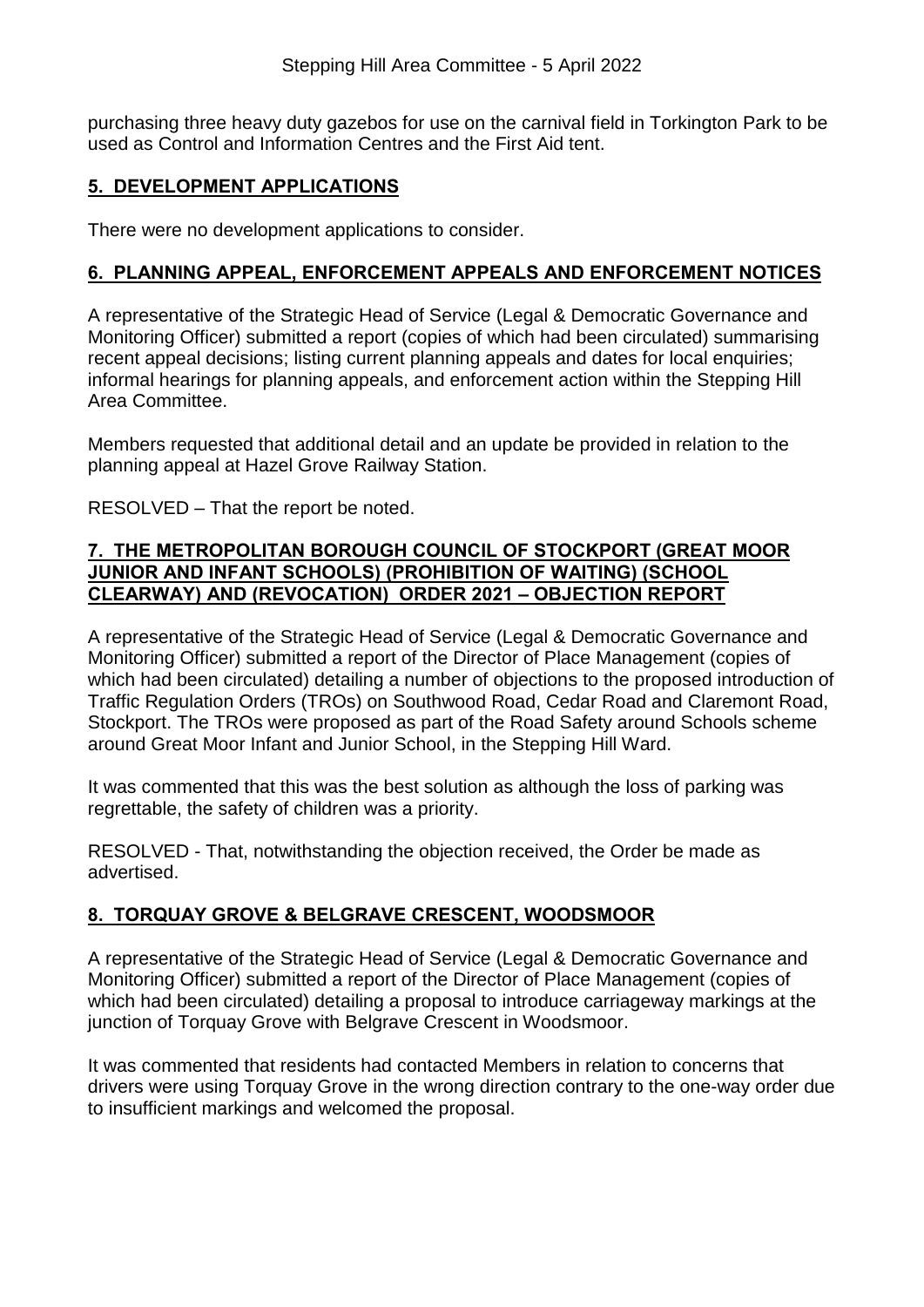purchasing three heavy duty gazebos for use on the carnival field in Torkington Park to be used as Control and Information Centres and the First Aid tent.

## 5. DEVELOPMENT APPLICATIONS

There were no development applications to consider.

## 6. PLANNING APPEAL, ENFORCEMENT APPEALS AND ENFORCEMENT NOTICES

A representative of the Strategic Head of Service (Legal & Democratic Governance and Monitoring Officer) submitted a report (copies of which had been circulated) summarising recent appeal decisions; listing current planning appeals and dates for local enquiries; informal hearings for planning appeals, and enforcement action within the Stepping Hill Area Committee.

Members requested that additional detail and an update be provided in relation to the planning appeal at Hazel Grove Railway Station.

RESOLVED – That the report be noted.

## 7. THE METROPOLITAN BOROUGH COUNCIL OF STOCKPORT (GREAT MOOR JUNIOR AND INFANT SCHOOLS) (PROHIBITION OF WAITING) (SCHOOL CLEARWAY) AND (REVOCATION) ORDER 2021 – OBJECTION REPORT

A representative of the Strategic Head of Service (Legal & Democratic Governance and Monitoring Officer) submitted a report of the Director of Place Management (copies of which had been circulated) detailing a number of objections to the proposed introduction of Traffic Regulation Orders (TROs) on Southwood Road, Cedar Road and Claremont Road, Stockport. The TROs were proposed as part of the Road Safety around Schools scheme around Great Moor Infant and Junior School, in the Stepping Hill Ward.

It was commented that this was the best solution as although the loss of parking was regrettable, the safety of children was a priority.

RESOLVED - That, notwithstanding the objection received, the Order be made as advertised.

## 8. TORQUAY GROVE & BELGRAVE CRESCENT, WOODSMOOR

A representative of the Strategic Head of Service (Legal & Democratic Governance and Monitoring Officer) submitted a report of the Director of Place Management (copies of which had been circulated) detailing a proposal to introduce carriageway markings at the junction of Torquay Grove with Belgrave Crescent in Woodsmoor.

It was commented that residents had contacted Members in relation to concerns that drivers were using Torquay Grove in the wrong direction contrary to the one-way order due to insufficient markings and welcomed the proposal.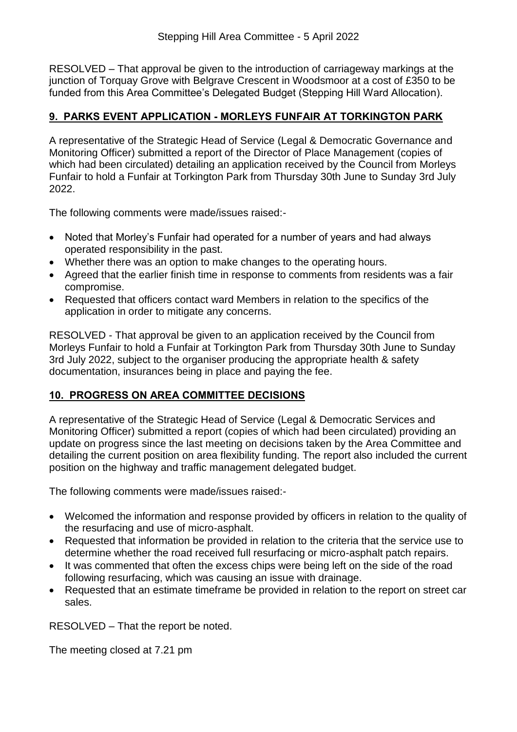RESOLVED – That approval be given to the introduction of carriageway markings at the junction of Torquay Grove with Belgrave Crescent in Woodsmoor at a cost of £350 to be funded from this Area Committee's Delegated Budget (Stepping Hill Ward Allocation).

## 9. PARKS EVENT APPLICATION - MORLEYS FUNFAIR AT TORKINGTON PARK

A representative of the Strategic Head of Service (Legal & Democratic Governance and Monitoring Officer) submitted a report of the Director of Place Management (copies of which had been circulated) detailing an application received by the Council from Morleys Funfair to hold a Funfair at Torkington Park from Thursday 30th June to Sunday 3rd July 2022.

The following comments were made/issues raised:-

- Noted that Morley's Funfair had operated for a number of years and had always operated responsibility in the past.
- Whether there was an option to make changes to the operating hours.
- Agreed that the earlier finish time in response to comments from residents was a fair compromise.
- Requested that officers contact ward Members in relation to the specifics of the application in order to mitigate any concerns.

RESOLVED - That approval be given to an application received by the Council from Morleys Funfair to hold a Funfair at Torkington Park from Thursday 30th June to Sunday 3rd July 2022, subject to the organiser producing the appropriate health & safety documentation, insurances being in place and paying the fee.

## 10. PROGRESS ON AREA COMMITTEE DECISIONS

A representative of the Strategic Head of Service (Legal & Democratic Services and Monitoring Officer) submitted a report (copies of which had been circulated) providing an update on progress since the last meeting on decisions taken by the Area Committee and detailing the current position on area flexibility funding. The report also included the current position on the highway and traffic management delegated budget.

The following comments were made/issues raised:-

- Welcomed the information and response provided by officers in relation to the quality of the resurfacing and use of micro-asphalt.
- Requested that information be provided in relation to the criteria that the service use to determine whether the road received full resurfacing or micro-asphalt patch repairs.
- It was commented that often the excess chips were being left on the side of the road following resurfacing, which was causing an issue with drainage.
- Requested that an estimate timeframe be provided in relation to the report on street car sales.

RESOLVED – That the report be noted.

The meeting closed at 7.21 pm